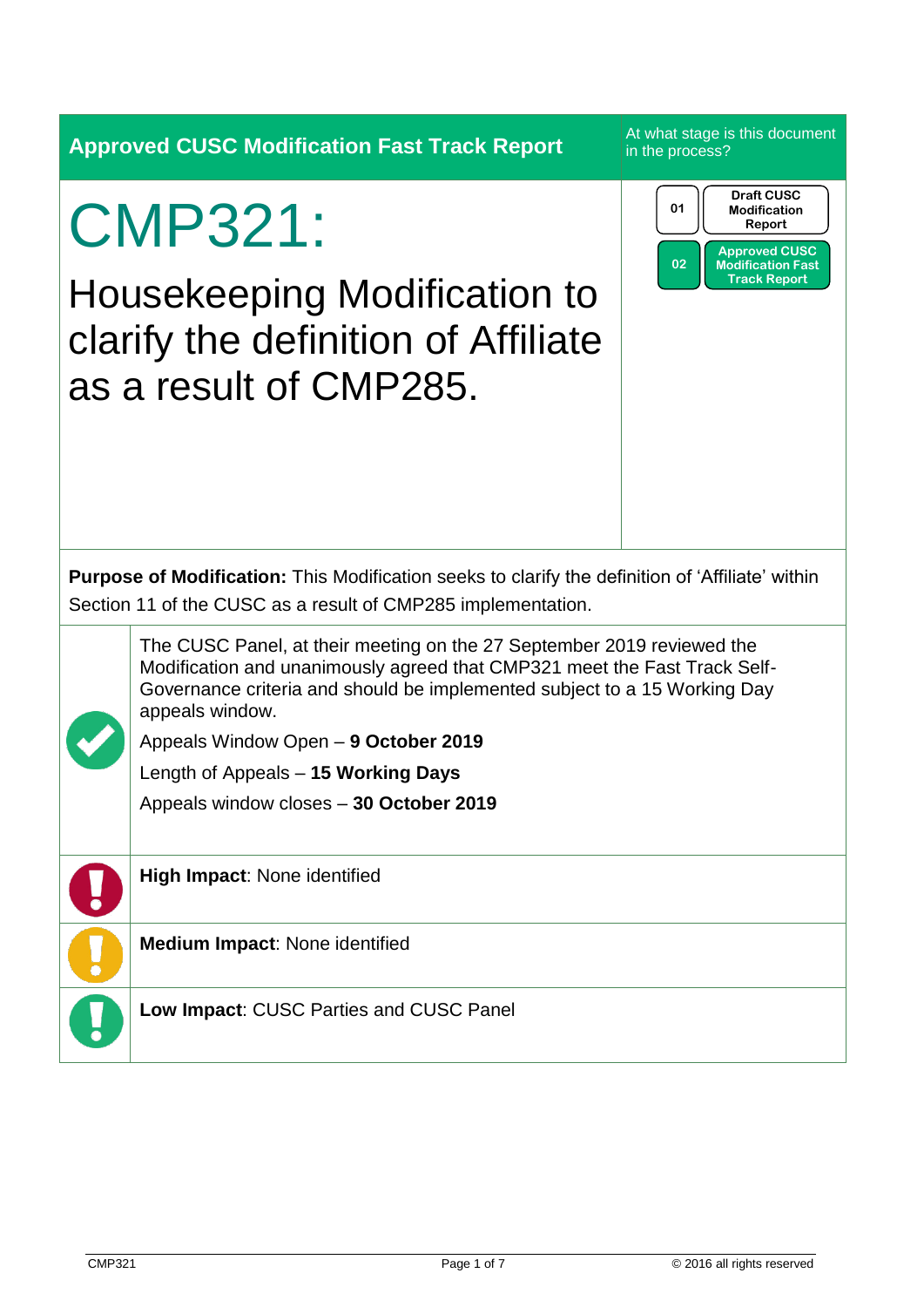**Approved CUSC Modification Fast Track Report**

At what stage is this document in the process?

01 Draft CUSC Modification Report

02 Approved CUSC Modification Fast Track Report

# CMP321:

## Housekeeping Modification to clarify the definition of Affiliate as a result of CMP285.

**Purpose of Modification:** This Modification seeks to clarify the definition of 'Affiliate' within Section 11 of the CUSC as a result of CMP285 implementation.

The CUSC Panel, at their meeting on the 27 September 2019 reviewed the Modification and unanimously agreed that CMP321 meet the Fast Track Self-Governance criteria and should be implemented subject to a 15 Working Day appeals window.

Appeals Window Open – **9 October 2019**

Length of Appeals – **15 Working Days**

Appeals window closes – **30 October 2019**

**High Impact**: None identified

**Medium Impact**: None identified

**Low Impact**: CUSC Parties and CUSC Panel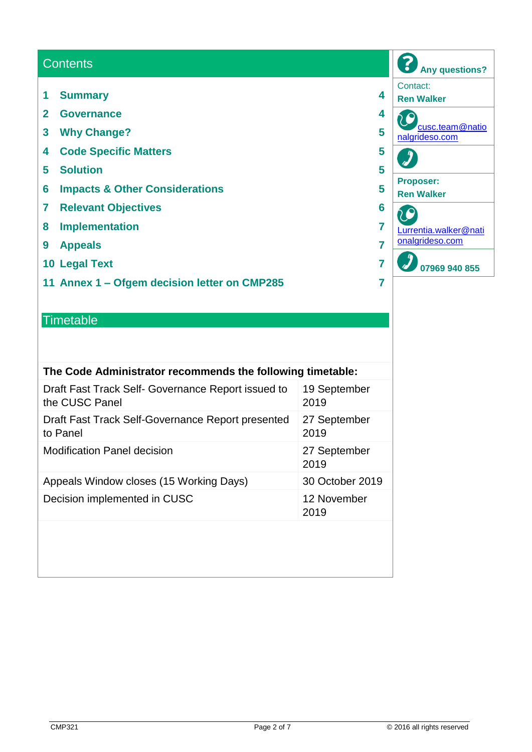## Contents

| | | |
|---|---|---|
| 1 | Summary | 4 |
| 2 | Governance | 4 |
| 3 | Why Change? | 5 |
| 4 | Code Specific Matters | 5 |
| 5 | Solution | 5 |
| 6 | Impacts & Other Considerations | 5 |
| 7 | Relevant Objectives | 6 |
| 8 | Implementation | 7 |
| 9 | Appeals | 7 |
| 10 | Legal Text | 7 |
| 11 | Annex 1 – Ofgem decision letter on CMP285 | 7 |

**Any questions?**

Contact:
**Ren Walker**

cusc.team@nationalgrideso.com

**Proposer:**
**Ren Walker**

Lurrentia.walker@nationalgrideso.com

**07969 940 855**

## Timetable

| The Code Administrator recommends the following timetable: | |
|---|---|
| Draft Fast Track Self- Governance Report issued to the CUSC Panel | 19 September 2019 |
| Draft Fast Track Self-Governance Report presented to Panel | 27 September 2019 |
| Modification Panel decision | 27 September 2019 |
| Appeals Window closes (15 Working Days) | 30 October 2019 |
| Decision implemented in CUSC | 12 November 2019 |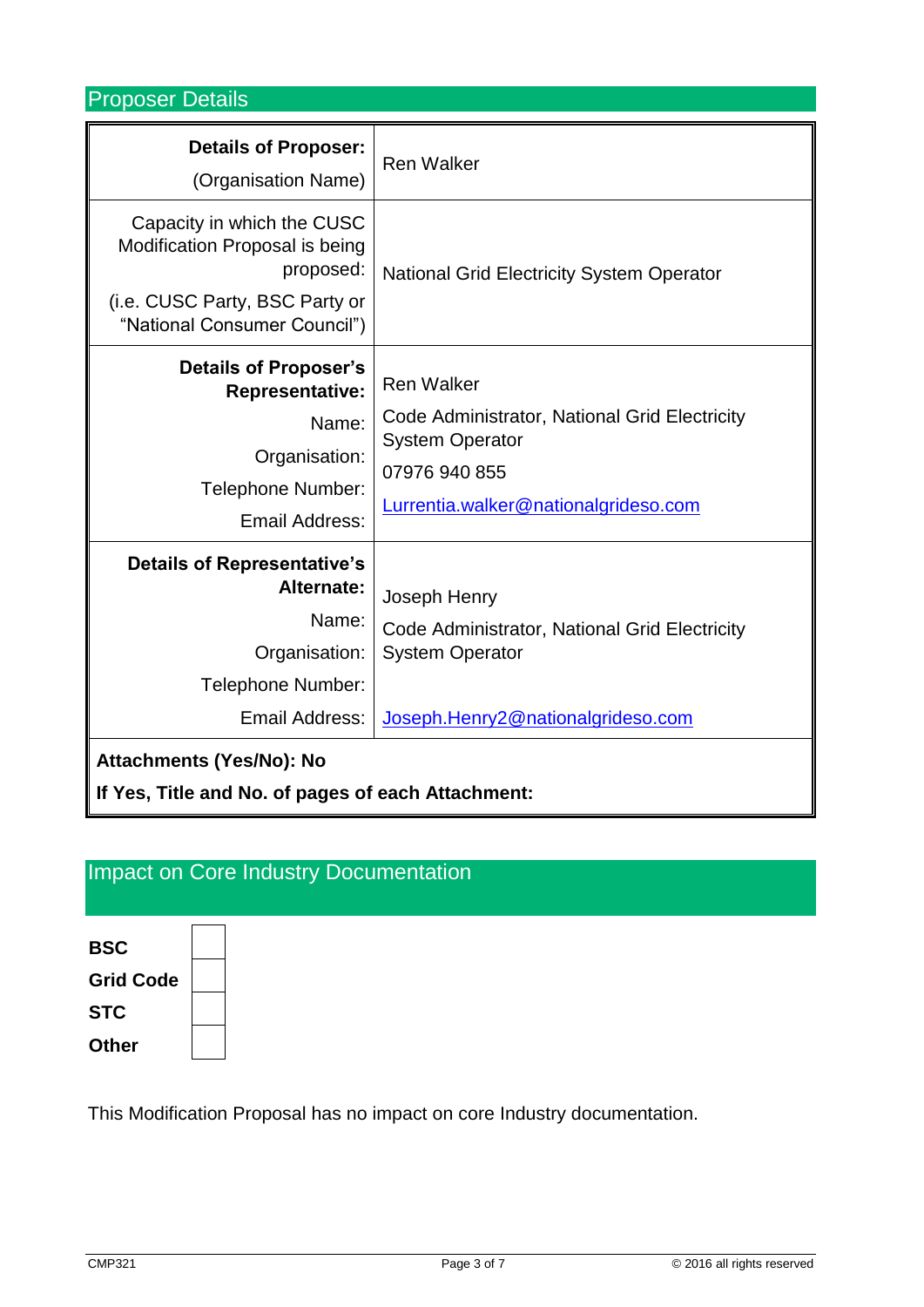## Proposer Details

| Details of Proposer: (Organisation Name) | Ren Walker |
|---|---|
| Capacity in which the CUSC Modification Proposal is being proposed: (i.e. CUSC Party, BSC Party or "National Consumer Council") | National Grid Electricity System Operator |
| **Details of Proposer's Representative:** Name: Organisation: Telephone Number: Email Address: | Ren Walker<br>Code Administrator, National Grid Electricity System Operator<br>07976 940 855<br>Lurrentia.walker@nationalgrideso.com |
| **Details of Representative's Alternate:** Name: Organisation: Telephone Number: Email Address: | Joseph Henry<br>Code Administrator, National Grid Electricity System Operator<br><br>Joseph.Henry2@nationalgrideso.com |
| **Attachments (Yes/No): No**<br>**If Yes, Title and No. of pages of each Attachment:** | |

## Impact on Core Industry Documentation

| | |
|---|---|
| **BSC** | |
| **Grid Code** | |
| **STC** | |
| **Other** | |

This Modification Proposal has no impact on core Industry documentation.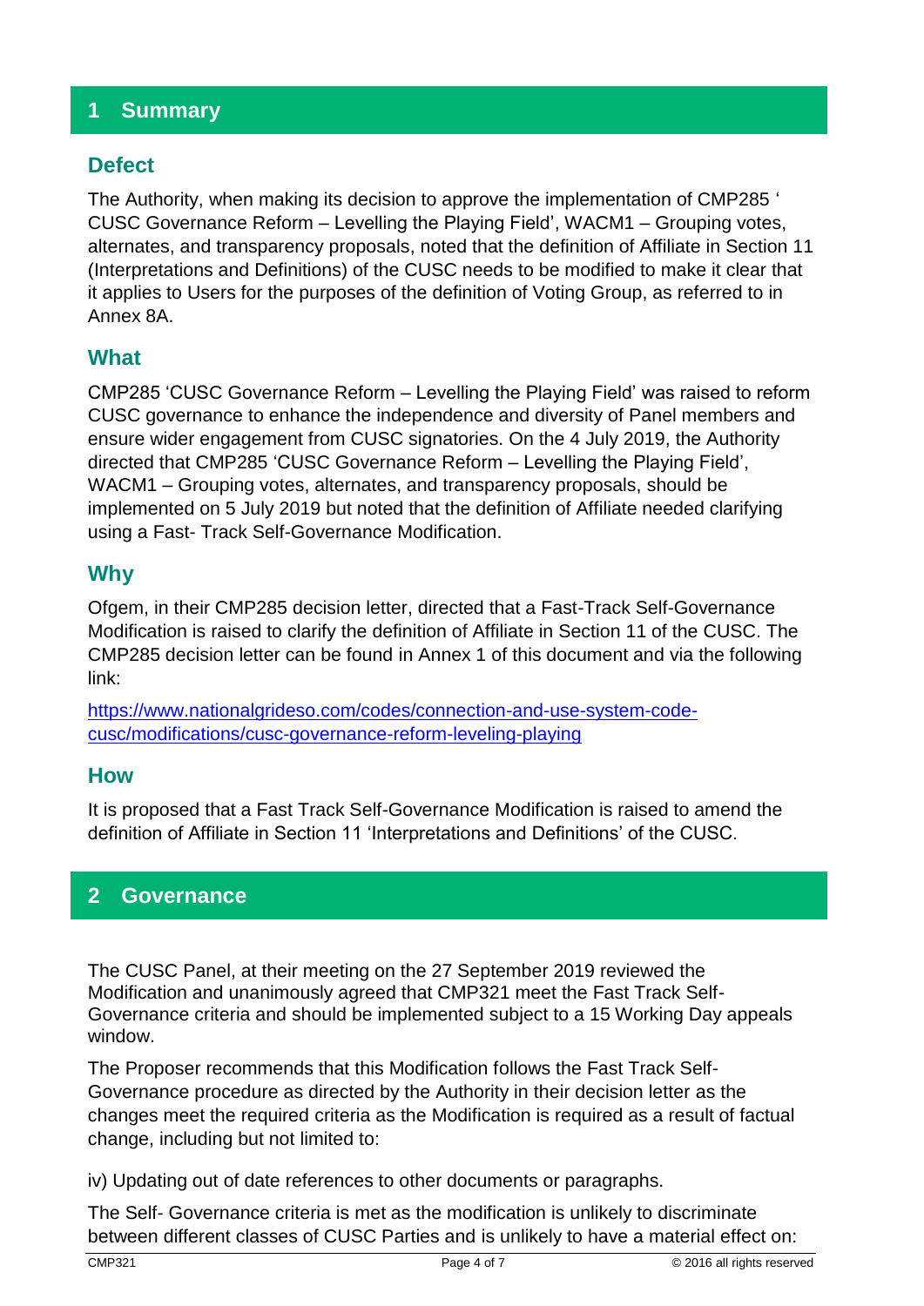## 1 Summary

### Defect

The Authority, when making its decision to approve the implementation of CMP285 ' CUSC Governance Reform – Levelling the Playing Field', WACM1 – Grouping votes, alternates, and transparency proposals, noted that the definition of Affiliate in Section 11 (Interpretations and Definitions) of the CUSC needs to be modified to make it clear that it applies to Users for the purposes of the definition of Voting Group, as referred to in Annex 8A.

### What

CMP285 'CUSC Governance Reform – Levelling the Playing Field' was raised to reform CUSC governance to enhance the independence and diversity of Panel members and ensure wider engagement from CUSC signatories. On the 4 July 2019, the Authority directed that CMP285 'CUSC Governance Reform – Levelling the Playing Field', WACM1 – Grouping votes, alternates, and transparency proposals, should be implemented on 5 July 2019 but noted that the definition of Affiliate needed clarifying using a Fast- Track Self-Governance Modification.

### Why

Ofgem, in their CMP285 decision letter, directed that a Fast-Track Self-Governance Modification is raised to clarify the definition of Affiliate in Section 11 of the CUSC. The CMP285 decision letter can be found in Annex 1 of this document and via the following link:

[https://www.nationalgrideso.com/codes/connection-and-use-system-code-cusc/modifications/cusc-governance-reform-leveling-playing](https://www.nationalgrideso.com/codes/connection-and-use-system-code-cusc/modifications/cusc-governance-reform-leveling-playing)

### How

It is proposed that a Fast Track Self-Governance Modification is raised to amend the definition of Affiliate in Section 11 'Interpretations and Definitions' of the CUSC.

## 2 Governance

The CUSC Panel, at their meeting on the 27 September 2019 reviewed the Modification and unanimously agreed that CMP321 meet the Fast Track Self-Governance criteria and should be implemented subject to a 15 Working Day appeals window.

The Proposer recommends that this Modification follows the Fast Track Self-Governance procedure as directed by the Authority in their decision letter as the changes meet the required criteria as the Modification is required as a result of factual change, including but not limited to:

iv) Updating out of date references to other documents or paragraphs.

The Self- Governance criteria is met as the modification is unlikely to discriminate between different classes of CUSC Parties and is unlikely to have a material effect on: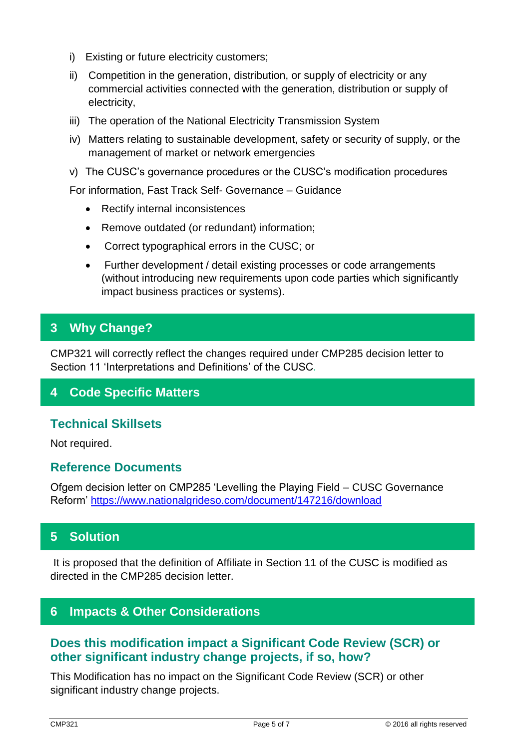i) Existing or future electricity customers;

ii) Competition in the generation, distribution, or supply of electricity or any commercial activities connected with the generation, distribution or supply of electricity,

iii) The operation of the National Electricity Transmission System

iv) Matters relating to sustainable development, safety or security of supply, or the management of market or network emergencies

v) The CUSC's governance procedures or the CUSC's modification procedures

For information, Fast Track Self- Governance – Guidance

- Rectify internal inconsistences
- Remove outdated (or redundant) information;
- Correct typographical errors in the CUSC; or
- Further development / detail existing processes or code arrangements (without introducing new requirements upon code parties which significantly impact business practices or systems).

## 3 Why Change?

CMP321 will correctly reflect the changes required under CMP285 decision letter to Section 11 'Interpretations and Definitions' of the CUSC.

## 4 Code Specific Matters

### Technical Skillsets

Not required.

### Reference Documents

Ofgem decision letter on CMP285 'Levelling the Playing Field – CUSC Governance Reform' https://www.nationalgrideso.com/document/147216/download

## 5 Solution

It is proposed that the definition of Affiliate in Section 11 of the CUSC is modified as directed in the CMP285 decision letter.

## 6 Impacts & Other Considerations

### Does this modification impact a Significant Code Review (SCR) or other significant industry change projects, if so, how?

This Modification has no impact on the Significant Code Review (SCR) or other significant industry change projects.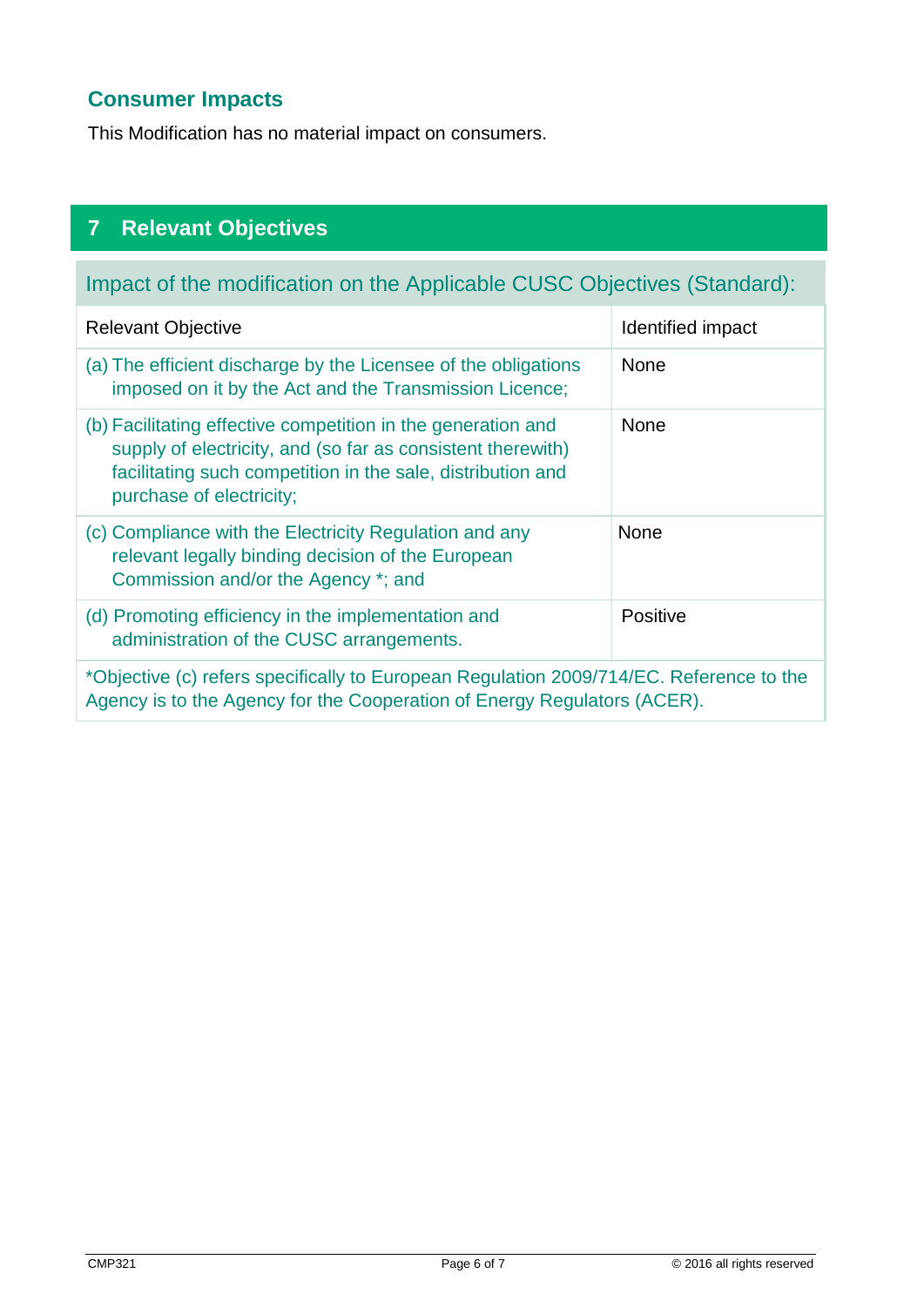### Consumer Impacts

This Modification has no material impact on consumers.

## 7 Relevant Objectives

| Impact of the modification on the Applicable CUSC Objectives (Standard): | |
|---|---|
| Relevant Objective | Identified impact |
| (a) The efficient discharge by the Licensee of the obligations imposed on it by the Act and the Transmission Licence; | None |
| (b) Facilitating effective competition in the generation and supply of electricity, and (so far as consistent therewith) facilitating such competition in the sale, distribution and purchase of electricity; | None |
| (c) Compliance with the Electricity Regulation and any relevant legally binding decision of the European Commission and/or the Agency *; and | None |
| (d) Promoting efficiency in the implementation and administration of the CUSC arrangements. | Positive |
| *Objective (c) refers specifically to European Regulation 2009/714/EC. Reference to the Agency is to the Agency for the Cooperation of Energy Regulators (ACER). | |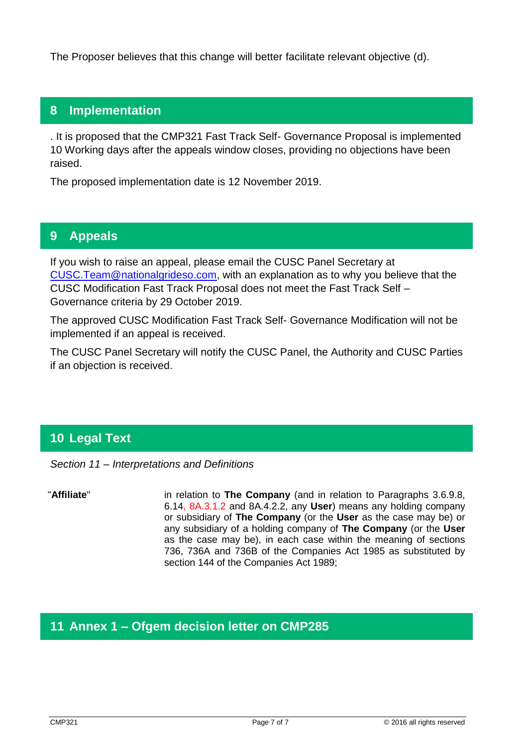The Proposer believes that this change will better facilitate relevant objective (d).

## 8 Implementation

. It is proposed that the CMP321 Fast Track Self- Governance Proposal is implemented 10 Working days after the appeals window closes, providing no objections have been raised.

The proposed implementation date is 12 November 2019.

## 9 Appeals

If you wish to raise an appeal, please email the CUSC Panel Secretary at CUSC.Team@nationalgrideso.com, with an explanation as to why you believe that the CUSC Modification Fast Track Proposal does not meet the Fast Track Self – Governance criteria by 29 October 2019.

The approved CUSC Modification Fast Track Self- Governance Modification will not be implemented if an appeal is received.

The CUSC Panel Secretary will notify the CUSC Panel, the Authority and CUSC Parties if an objection is received.

## 10 Legal Text

*Section 11 – Interpretations and Definitions*

| | |
|---|---|
| "**Affiliate**" | in relation to **The Company** (and in relation to Paragraphs 3.6.9.8, 6.14, 8A.3.1.2 and 8A.4.2.2, any **User**) means any holding company or subsidiary of **The Company** (or the **User** as the case may be) or any subsidiary of a holding company of **The Company** (or the **User** as the case may be), in each case within the meaning of sections 736, 736A and 736B of the Companies Act 1985 as substituted by section 144 of the Companies Act 1989; |

## 11 Annex 1 – Ofgem decision letter on CMP285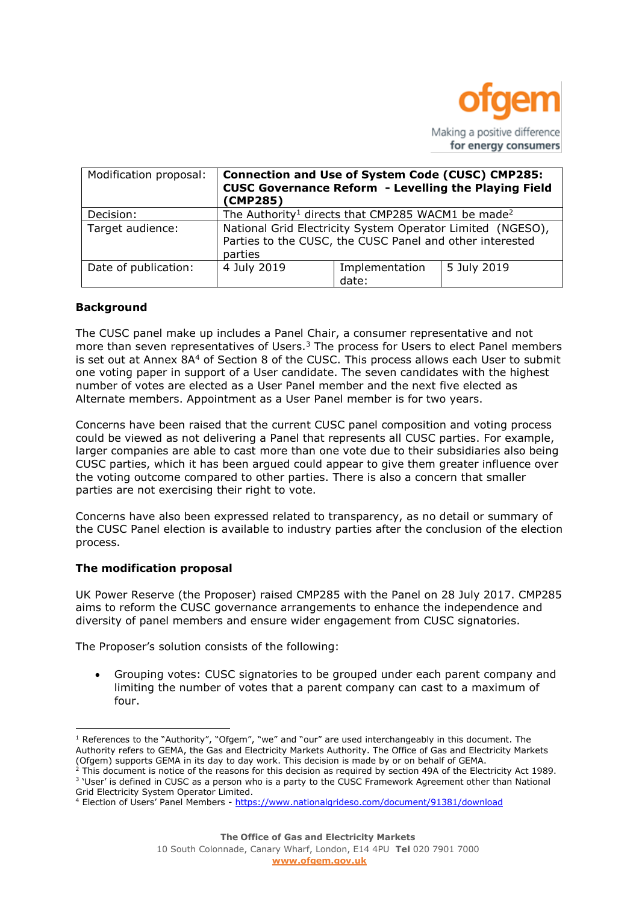| Modification proposal: | **Connection and Use of System Code (CUSC) CMP285: CUSC Governance Reform - Levelling the Playing Field (CMP285)** | | |
| --- | --- | --- | --- |
| Decision: | The Authority[1] directs that CMP285 WACM1 be made[2] | | |
| Target audience: | National Grid Electricity System Operator Limited (NGESO), Parties to the CUSC, the CUSC Panel and other interested parties | | |
| Date of publication: | 4 July 2019 | Implementation date: | 5 July 2019 |

**Background**

The CUSC panel make up includes a Panel Chair, a consumer representative and not more than seven representatives of Users.[3] The process for Users to elect Panel members is set out at Annex 8A[4] of Section 8 of the CUSC. This process allows each User to submit one voting paper in support of a User candidate. The seven candidates with the highest number of votes are elected as a User Panel member and the next five elected as Alternate members. Appointment as a User Panel member is for two years.

Concerns have been raised that the current CUSC panel composition and voting process could be viewed as not delivering a Panel that represents all CUSC parties. For example, larger companies are able to cast more than one vote due to their subsidiaries also being CUSC parties, which it has been argued could appear to give them greater influence over the voting outcome compared to other parties. There is also a concern that smaller parties are not exercising their right to vote.

Concerns have also been expressed related to transparency, as no detail or summary of the CUSC Panel election is available to industry parties after the conclusion of the election process.

**The modification proposal**

UK Power Reserve (the Proposer) raised CMP285 with the Panel on 28 July 2017. CMP285 aims to reform the CUSC governance arrangements to enhance the independence and diversity of panel members and ensure wider engagement from CUSC signatories.

The Proposer's solution consists of the following:

- Grouping votes: CUSC signatories to be grouped under each parent company and limiting the number of votes that a parent company can cast to a maximum of four.

---

[1] References to the "Authority", "Ofgem", "we" and "our" are used interchangeably in this document. The Authority refers to GEMA, the Gas and Electricity Markets Authority. The Office of Gas and Electricity Markets (Ofgem) supports GEMA in its day to day work. This decision is made by or on behalf of GEMA.
[2] This document is notice of the reasons for this decision as required by section 49A of the Electricity Act 1989.
[3] 'User' is defined in CUSC as a person who is a party to the CUSC Framework Agreement other than National Grid Electricity System Operator Limited.
[4] Election of Users' Panel Members - https://www.nationalgrideso.com/document/91381/download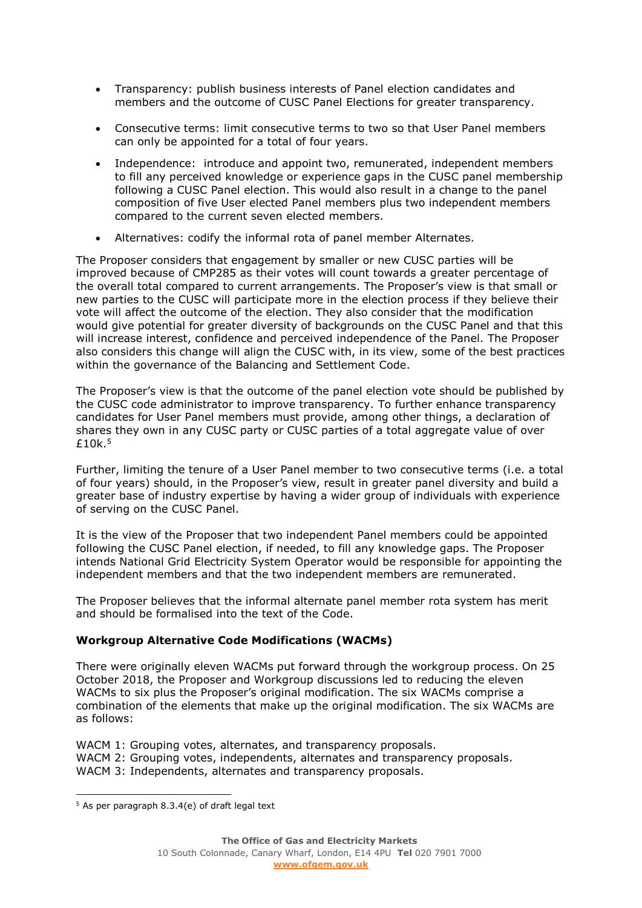- Transparency: publish business interests of Panel election candidates and members and the outcome of CUSC Panel Elections for greater transparency.
- Consecutive terms: limit consecutive terms to two so that User Panel members can only be appointed for a total of four years.
- Independence: introduce and appoint two, remunerated, independent members to fill any perceived knowledge or experience gaps in the CUSC panel membership following a CUSC Panel election. This would also result in a change to the panel composition of five User elected Panel members plus two independent members compared to the current seven elected members.
- Alternatives: codify the informal rota of panel member Alternates.

The Proposer considers that engagement by smaller or new CUSC parties will be improved because of CMP285 as their votes will count towards a greater percentage of the overall total compared to current arrangements. The Proposer's view is that small or new parties to the CUSC will participate more in the election process if they believe their vote will affect the outcome of the election. They also consider that the modification would give potential for greater diversity of backgrounds on the CUSC Panel and that this will increase interest, confidence and perceived independence of the Panel. The Proposer also considers this change will align the CUSC with, in its view, some of the best practices within the governance of the Balancing and Settlement Code.

The Proposer's view is that the outcome of the panel election vote should be published by the CUSC code administrator to improve transparency. To further enhance transparency candidates for User Panel members must provide, among other things, a declaration of shares they own in any CUSC party or CUSC parties of a total aggregate value of over £10k.[5]

Further, limiting the tenure of a User Panel member to two consecutive terms (i.e. a total of four years) should, in the Proposer's view, result in greater panel diversity and build a greater base of industry expertise by having a wider group of individuals with experience of serving on the CUSC Panel.

It is the view of the Proposer that two independent Panel members could be appointed following the CUSC Panel election, if needed, to fill any knowledge gaps. The Proposer intends National Grid Electricity System Operator would be responsible for appointing the independent members and that the two independent members are remunerated.

The Proposer believes that the informal alternate panel member rota system has merit and should be formalised into the text of the Code.

**Workgroup Alternative Code Modifications (WACMs)**

There were originally eleven WACMs put forward through the workgroup process. On 25 October 2018, the Proposer and Workgroup discussions led to reducing the eleven WACMs to six plus the Proposer's original modification. The six WACMs comprise a combination of the elements that make up the original modification. The six WACMs are as follows:

WACM 1: Grouping votes, alternates, and transparency proposals.
WACM 2: Grouping votes, independents, alternates and transparency proposals.
WACM 3: Independents, alternates and transparency proposals.

[5] As per paragraph 8.3.4(e) of draft legal text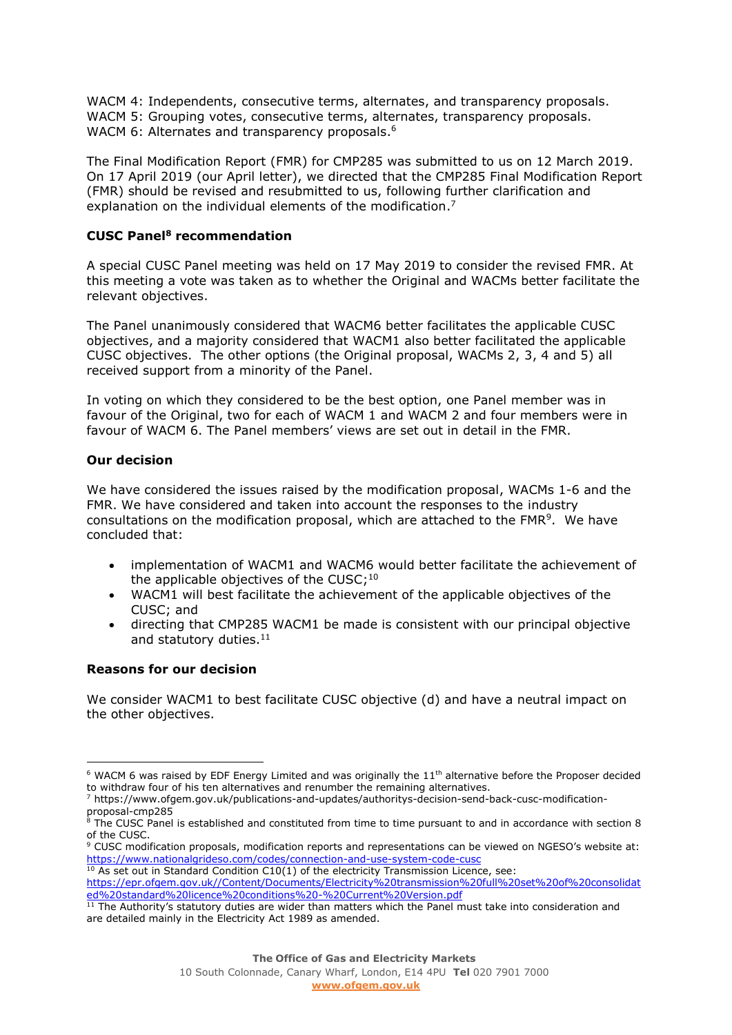WACM 4: Independents, consecutive terms, alternates, and transparency proposals.
WACM 5: Grouping votes, consecutive terms, alternates, transparency proposals.
WACM 6: Alternates and transparency proposals.[6]

The Final Modification Report (FMR) for CMP285 was submitted to us on 12 March 2019. On 17 April 2019 (our April letter), we directed that the CMP285 Final Modification Report (FMR) should be revised and resubmitted to us, following further clarification and explanation on the individual elements of the modification.[7]

**CUSC Panel[8] recommendation**

A special CUSC Panel meeting was held on 17 May 2019 to consider the revised FMR. At this meeting a vote was taken as to whether the Original and WACMs better facilitate the relevant objectives.

The Panel unanimously considered that WACM6 better facilitates the applicable CUSC objectives, and a majority considered that WACM1 also better facilitated the applicable CUSC objectives. The other options (the Original proposal, WACMs 2, 3, 4 and 5) all received support from a minority of the Panel.

In voting on which they considered to be the best option, one Panel member was in favour of the Original, two for each of WACM 1 and WACM 2 and four members were in favour of WACM 6. The Panel members' views are set out in detail in the FMR.

**Our decision**

We have considered the issues raised by the modification proposal, WACMs 1-6 and the FMR. We have considered and taken into account the responses to the industry consultations on the modification proposal, which are attached to the FMR[9]. We have concluded that:

- implementation of WACM1 and WACM6 would better facilitate the achievement of the applicable objectives of the CUSC;[10]
- WACM1 will best facilitate the achievement of the applicable objectives of the CUSC; and
- directing that CMP285 WACM1 be made is consistent with our principal objective and statutory duties.[11]

**Reasons for our decision**

We consider WACM1 to best facilitate CUSC objective (d) and have a neutral impact on the other objectives.

---

[6] WACM 6 was raised by EDF Energy Limited and was originally the 11th alternative before the Proposer decided to withdraw four of his ten alternatives and renumber the remaining alternatives.

[7] https://www.ofgem.gov.uk/publications-and-updates/authoritys-decision-send-back-cusc-modification-proposal-cmp285

[8] The CUSC Panel is established and constituted from time to time pursuant to and in accordance with section 8 of the CUSC.

[9] CUSC modification proposals, modification reports and representations can be viewed on NGESO's website at: https://www.nationalgrideso.com/codes/connection-and-use-system-code-cusc

[10] As set out in Standard Condition C10(1) of the electricity Transmission Licence, see: https://epr.ofgem.gov.uk//Content/Documents/Electricity%20transmission%20full%20set%20of%20consolidated%20standard%20licence%20conditions%20-%20Current%20Version.pdf

[11] The Authority's statutory duties are wider than matters which the Panel must take into consideration and are detailed mainly in the Electricity Act 1989 as amended.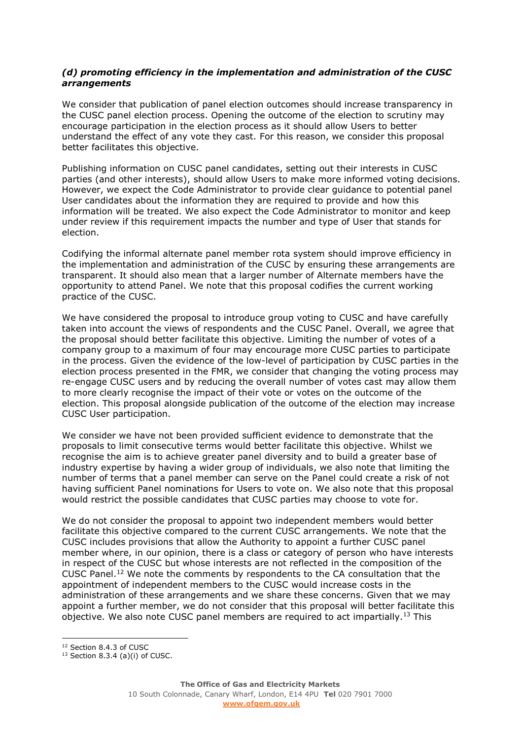### *(d) promoting efficiency in the implementation and administration of the CUSC arrangements*

We consider that publication of panel election outcomes should increase transparency in the CUSC panel election process. Opening the outcome of the election to scrutiny may encourage participation in the election process as it should allow Users to better understand the effect of any vote they cast. For this reason, we consider this proposal better facilitates this objective.

Publishing information on CUSC panel candidates, setting out their interests in CUSC parties (and other interests), should allow Users to make more informed voting decisions. However, we expect the Code Administrator to provide clear guidance to potential panel User candidates about the information they are required to provide and how this information will be treated. We also expect the Code Administrator to monitor and keep under review if this requirement impacts the number and type of User that stands for election.

Codifying the informal alternate panel member rota system should improve efficiency in the implementation and administration of the CUSC by ensuring these arrangements are transparent. It should also mean that a larger number of Alternate members have the opportunity to attend Panel. We note that this proposal codifies the current working practice of the CUSC.

We have considered the proposal to introduce group voting to CUSC and have carefully taken into account the views of respondents and the CUSC Panel. Overall, we agree that the proposal should better facilitate this objective. Limiting the number of votes of a company group to a maximum of four may encourage more CUSC parties to participate in the process. Given the evidence of the low-level of participation by CUSC parties in the election process presented in the FMR, we consider that changing the voting process may re-engage CUSC users and by reducing the overall number of votes cast may allow them to more clearly recognise the impact of their vote or votes on the outcome of the election. This proposal alongside publication of the outcome of the election may increase CUSC User participation.

We consider we have not been provided sufficient evidence to demonstrate that the proposals to limit consecutive terms would better facilitate this objective. Whilst we recognise the aim is to achieve greater panel diversity and to build a greater base of industry expertise by having a wider group of individuals, we also note that limiting the number of terms that a panel member can serve on the Panel could create a risk of not having sufficient Panel nominations for Users to vote on. We also note that this proposal would restrict the possible candidates that CUSC parties may choose to vote for.

We do not consider the proposal to appoint two independent members would better facilitate this objective compared to the current CUSC arrangements. We note that the CUSC includes provisions that allow the Authority to appoint a further CUSC panel member where, in our opinion, there is a class or category of person who have interests in respect of the CUSC but whose interests are not reflected in the composition of the CUSC Panel.[12] We note the comments by respondents to the CA consultation that the appointment of independent members to the CUSC would increase costs in the administration of these arrangements and we share these concerns. Given that we may appoint a further member, we do not consider that this proposal will better facilitate this objective. We also note CUSC panel members are required to act impartially.[13] This

[12] Section 8.4.3 of CUSC

[13] Section 8.3.4 (a)(i) of CUSC.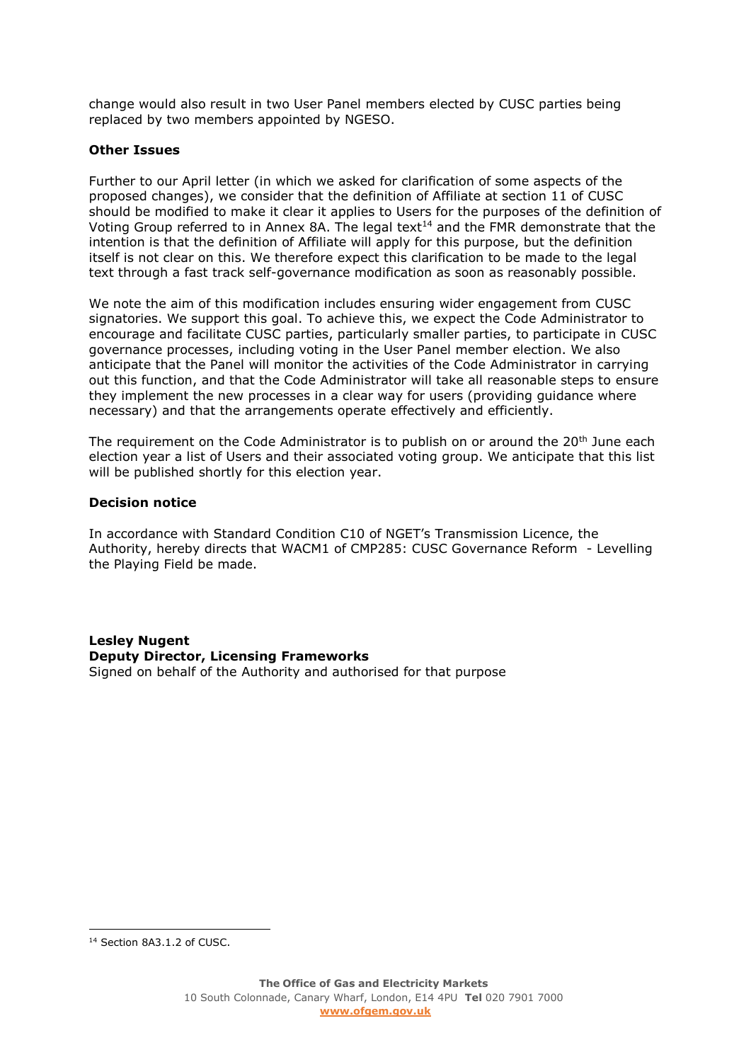change would also result in two User Panel members elected by CUSC parties being replaced by two members appointed by NGESO.

**Other Issues**

Further to our April letter (in which we asked for clarification of some aspects of the proposed changes), we consider that the definition of Affiliate at section 11 of CUSC should be modified to make it clear it applies to Users for the purposes of the definition of Voting Group referred to in Annex 8A. The legal text[14] and the FMR demonstrate that the intention is that the definition of Affiliate will apply for this purpose, but the definition itself is not clear on this. We therefore expect this clarification to be made to the legal text through a fast track self-governance modification as soon as reasonably possible.

We note the aim of this modification includes ensuring wider engagement from CUSC signatories. We support this goal. To achieve this, we expect the Code Administrator to encourage and facilitate CUSC parties, particularly smaller parties, to participate in CUSC governance processes, including voting in the User Panel member election. We also anticipate that the Panel will monitor the activities of the Code Administrator in carrying out this function, and that the Code Administrator will take all reasonable steps to ensure they implement the new processes in a clear way for users (providing guidance where necessary) and that the arrangements operate effectively and efficiently.

The requirement on the Code Administrator is to publish on or around the 20th June each election year a list of Users and their associated voting group. We anticipate that this list will be published shortly for this election year.

**Decision notice**

In accordance with Standard Condition C10 of NGET's Transmission Licence, the Authority, hereby directs that WACM1 of CMP285: CUSC Governance Reform - Levelling the Playing Field be made.

**Lesley Nugent**
**Deputy Director, Licensing Frameworks**
Signed on behalf of the Authority and authorised for that purpose

[14] Section 8A3.1.2 of CUSC.